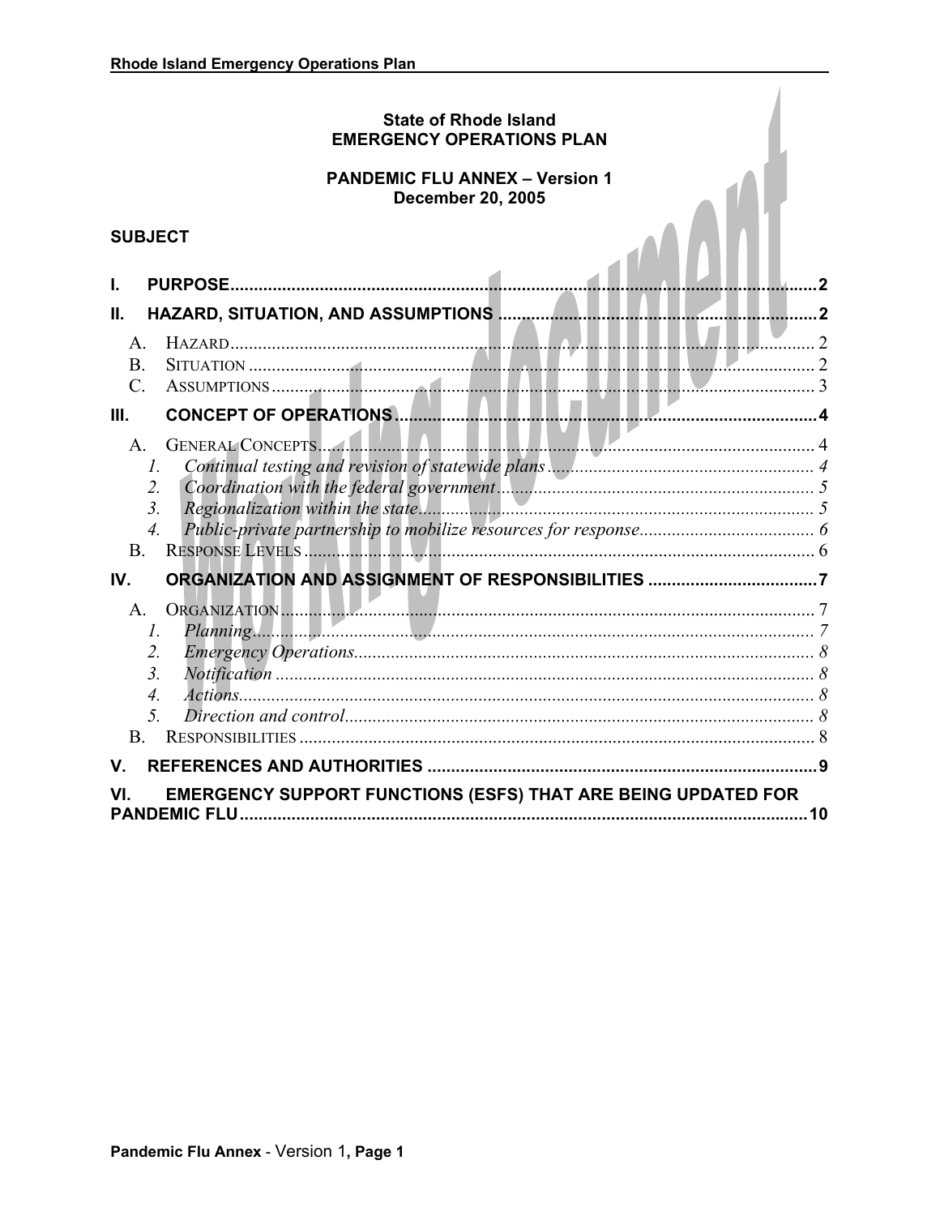# State of Rhode Island
# EMERGENCY OPERATIONS PLAN

## PANDEMIC FLU ANNEX – Version 1
## December 20, 2005

**SUBJECT**

**I. PURPOSE** .......... 2

**II. HAZARD, SITUATION, AND ASSUMPTIONS** .......... 2

- A. HAZARD .......... 2
- B. SITUATION .......... 2
- C. ASSUMPTIONS .......... 3

**III. CONCEPT OF OPERATIONS** .......... 4

- A. GENERAL CONCEPTS .......... 4
  1. *Continual testing and revision of statewide plans* .......... 4
  2. *Coordination with the federal government* .......... 5
  3. *Regionalization within the state* .......... 5
  4. *Public-private partnership to mobilize resources for response* .......... 6
- B. RESPONSE LEVELS .......... 6

**IV. ORGANIZATION AND ASSIGNMENT OF RESPONSIBILITIES** .......... 7

- A. ORGANIZATION .......... 7
  1. *Planning* .......... 7
  2. *Emergency Operations* .......... 8
  3. *Notification* .......... 8
  4. *Actions* .......... 8
  5. *Direction and control* .......... 8
- B. RESPONSIBILITIES .......... 8

**V. REFERENCES AND AUTHORITIES** .......... 9

**VI. EMERGENCY SUPPORT FUNCTIONS (ESFS) THAT ARE BEING UPDATED FOR PANDEMIC FLU** .......... 10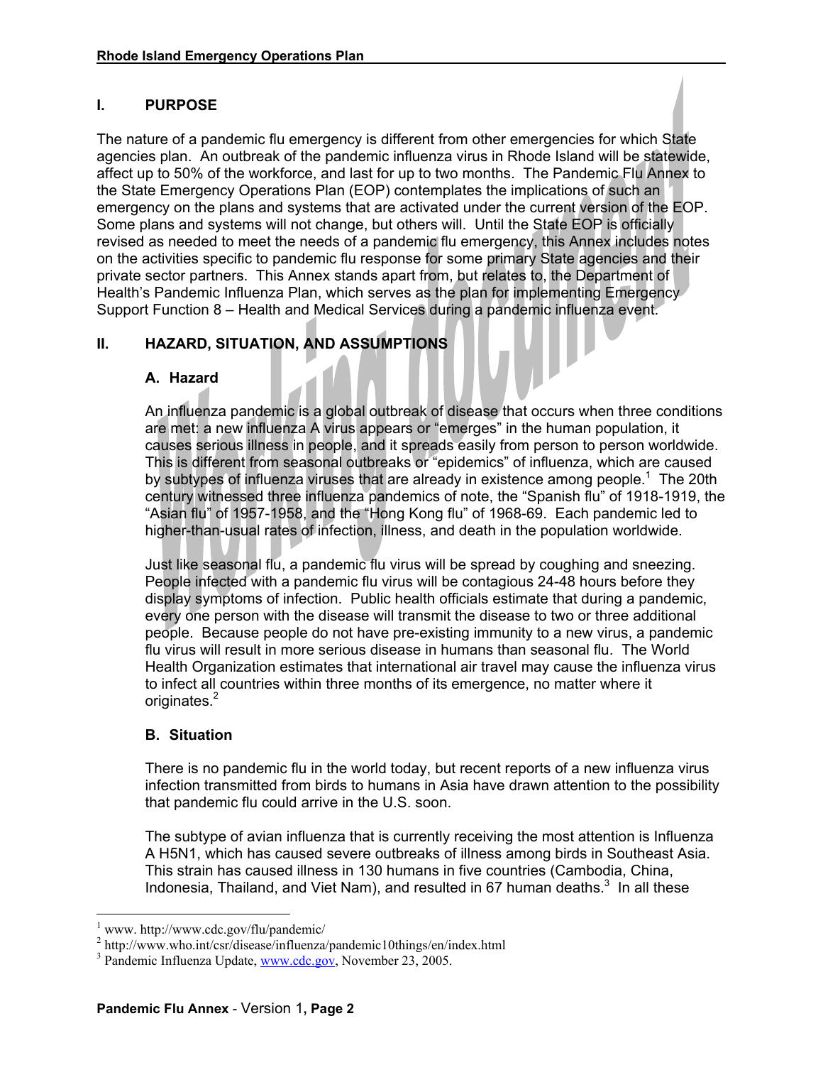## I. PURPOSE

The nature of a pandemic flu emergency is different from other emergencies for which State agencies plan. An outbreak of the pandemic influenza virus in Rhode Island will be statewide, affect up to 50% of the workforce, and last for up to two months. The Pandemic Flu Annex to the State Emergency Operations Plan (EOP) contemplates the implications of such an emergency on the plans and systems that are activated under the current version of the EOP. Some plans and systems will not change, but others will. Until the State EOP is officially revised as needed to meet the needs of a pandemic flu emergency, this Annex includes notes on the activities specific to pandemic flu response for some primary State agencies and their private sector partners. This Annex stands apart from, but relates to, the Department of Health's Pandemic Influenza Plan, which serves as the plan for implementing Emergency Support Function 8 – Health and Medical Services during a pandemic influenza event.

## II. HAZARD, SITUATION, AND ASSUMPTIONS

### A. Hazard

An influenza pandemic is a global outbreak of disease that occurs when three conditions are met: a new influenza A virus appears or "emerges" in the human population, it causes serious illness in people, and it spreads easily from person to person worldwide. This is different from seasonal outbreaks or "epidemics" of influenza, which are caused by subtypes of influenza viruses that are already in existence among people.[1] The 20th century witnessed three influenza pandemics of note, the "Spanish flu" of 1918-1919, the "Asian flu" of 1957-1958, and the "Hong Kong flu" of 1968-69. Each pandemic led to higher-than-usual rates of infection, illness, and death in the population worldwide.

Just like seasonal flu, a pandemic flu virus will be spread by coughing and sneezing. People infected with a pandemic flu virus will be contagious 24-48 hours before they display symptoms of infection. Public health officials estimate that during a pandemic, every one person with the disease will transmit the disease to two or three additional people. Because people do not have pre-existing immunity to a new virus, a pandemic flu virus will result in more serious disease in humans than seasonal flu. The World Health Organization estimates that international air travel may cause the influenza virus to infect all countries within three months of its emergence, no matter where it originates.[2]

### B. Situation

There is no pandemic flu in the world today, but recent reports of a new influenza virus infection transmitted from birds to humans in Asia have drawn attention to the possibility that pandemic flu could arrive in the U.S. soon.

The subtype of avian influenza that is currently receiving the most attention is Influenza A H5N1, which has caused severe outbreaks of illness among birds in Southeast Asia. This strain has caused illness in 130 humans in five countries (Cambodia, China, Indonesia, Thailand, and Viet Nam), and resulted in 67 human deaths.[3] In all these

---

[1] www. http://www.cdc.gov/flu/pandemic/

[2] http://www.who.int/csr/disease/influenza/pandemic10things/en/index.html

[3] Pandemic Influenza Update, www.cdc.gov, November 23, 2005.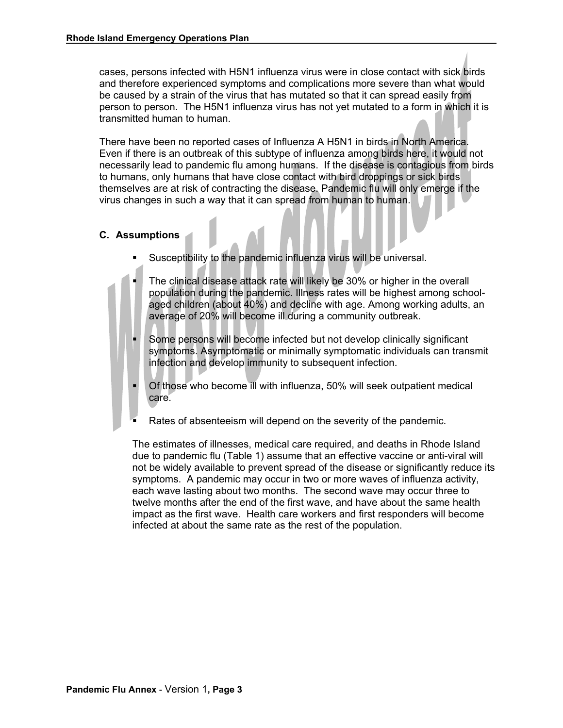cases, persons infected with H5N1 influenza virus were in close contact with sick birds and therefore experienced symptoms and complications more severe than what would be caused by a strain of the virus that has mutated so that it can spread easily from person to person. The H5N1 influenza virus has not yet mutated to a form in which it is transmitted human to human.

There have been no reported cases of Influenza A H5N1 in birds in North America. Even if there is an outbreak of this subtype of influenza among birds here, it would not necessarily lead to pandemic flu among humans. If the disease is contagious from birds to humans, only humans that have close contact with bird droppings or sick birds themselves are at risk of contracting the disease. Pandemic flu will only emerge if the virus changes in such a way that it can spread from human to human.

### C. Assumptions

- Susceptibility to the pandemic influenza virus will be universal.
- The clinical disease attack rate will likely be 30% or higher in the overall population during the pandemic. Illness rates will be highest among school-aged children (about 40%) and decline with age. Among working adults, an average of 20% will become ill during a community outbreak.
- Some persons will become infected but not develop clinically significant symptoms. Asymptomatic or minimally symptomatic individuals can transmit infection and develop immunity to subsequent infection.
- Of those who become ill with influenza, 50% will seek outpatient medical care.
- Rates of absenteeism will depend on the severity of the pandemic.

The estimates of illnesses, medical care required, and deaths in Rhode Island due to pandemic flu (Table 1) assume that an effective vaccine or anti-viral will not be widely available to prevent spread of the disease or significantly reduce its symptoms. A pandemic may occur in two or more waves of influenza activity, each wave lasting about two months. The second wave may occur three to twelve months after the end of the first wave, and have about the same health impact as the first wave. Health care workers and first responders will become infected at about the same rate as the rest of the population.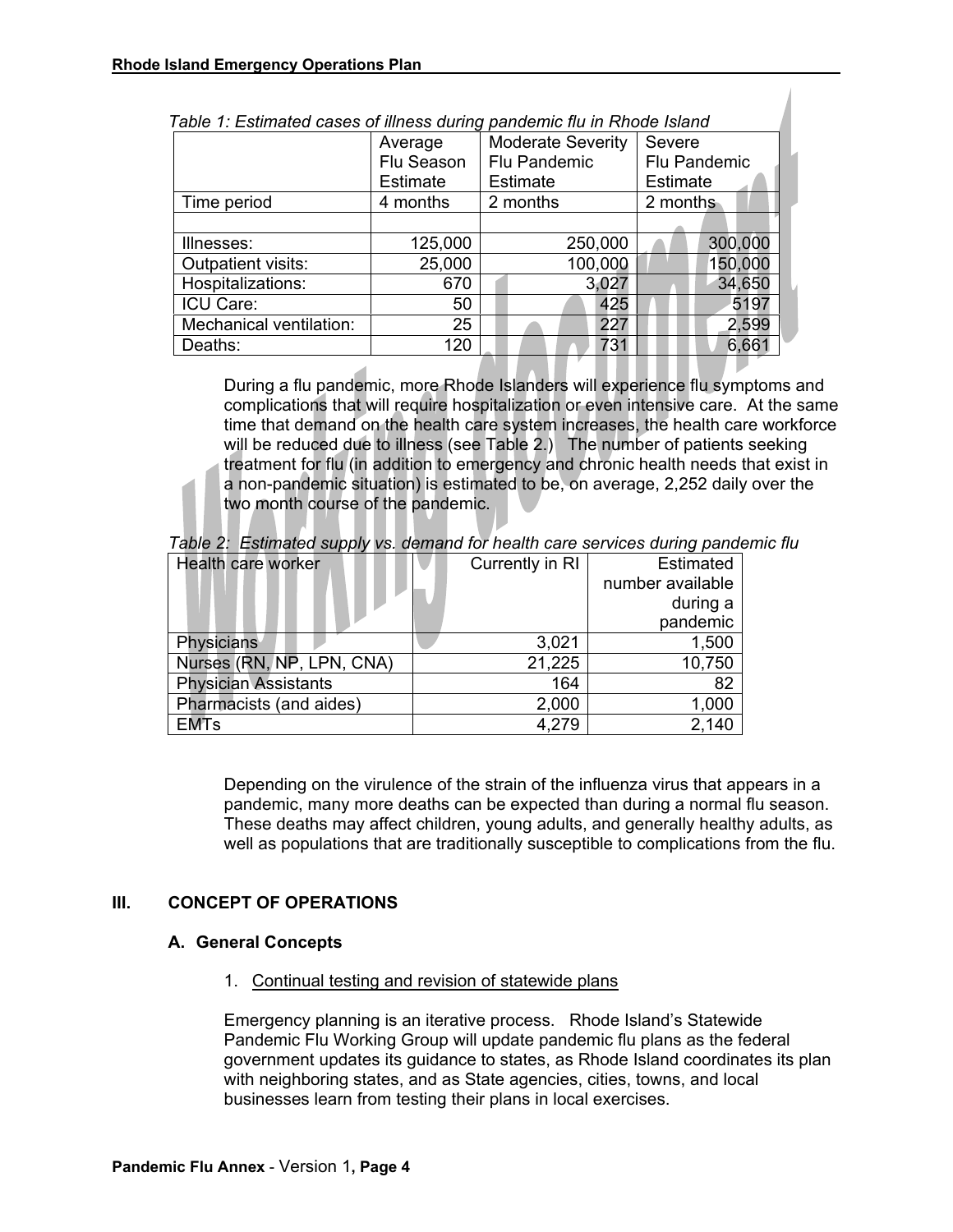*Table 1: Estimated cases of illness during pandemic flu in Rhode Island*

| | Average Flu Season Estimate | Moderate Severity Flu Pandemic Estimate | Severe Flu Pandemic Estimate |
|---|---|---|---|
| Time period | 4 months | 2 months | 2 months |
| | | | |
| Illnesses: | 125,000 | 250,000 | 300,000 |
| Outpatient visits: | 25,000 | 100,000 | 150,000 |
| Hospitalizations: | 670 | 3,027 | 34,650 |
| ICU Care: | 50 | 425 | 5197 |
| Mechanical ventilation: | 25 | 227 | 2,599 |
| Deaths: | 120 | 731 | 6,661 |

During a flu pandemic, more Rhode Islanders will experience flu symptoms and complications that will require hospitalization or even intensive care. At the same time that demand on the health care system increases, the health care workforce will be reduced due to illness (see Table 2.) The number of patients seeking treatment for flu (in addition to emergency and chronic health needs that exist in a non-pandemic situation) is estimated to be, on average, 2,252 daily over the two month course of the pandemic.

*Table 2: Estimated supply vs. demand for health care services during pandemic flu*

| Health care worker | Currently in RI | Estimated number available during a pandemic |
|---|---|---|
| Physicians | 3,021 | 1,500 |
| Nurses (RN, NP, LPN, CNA) | 21,225 | 10,750 |
| Physician Assistants | 164 | 82 |
| Pharmacists (and aides) | 2,000 | 1,000 |
| EMTs | 4,279 | 2,140 |

Depending on the virulence of the strain of the influenza virus that appears in a pandemic, many more deaths can be expected than during a normal flu season. These deaths may affect children, young adults, and generally healthy adults, as well as populations that are traditionally susceptible to complications from the flu.

## III. CONCEPT OF OPERATIONS

### A. General Concepts

1. Continual testing and revision of statewide plans

Emergency planning is an iterative process. Rhode Island's Statewide Pandemic Flu Working Group will update pandemic flu plans as the federal government updates its guidance to states, as Rhode Island coordinates its plan with neighboring states, and as State agencies, cities, towns, and local businesses learn from testing their plans in local exercises.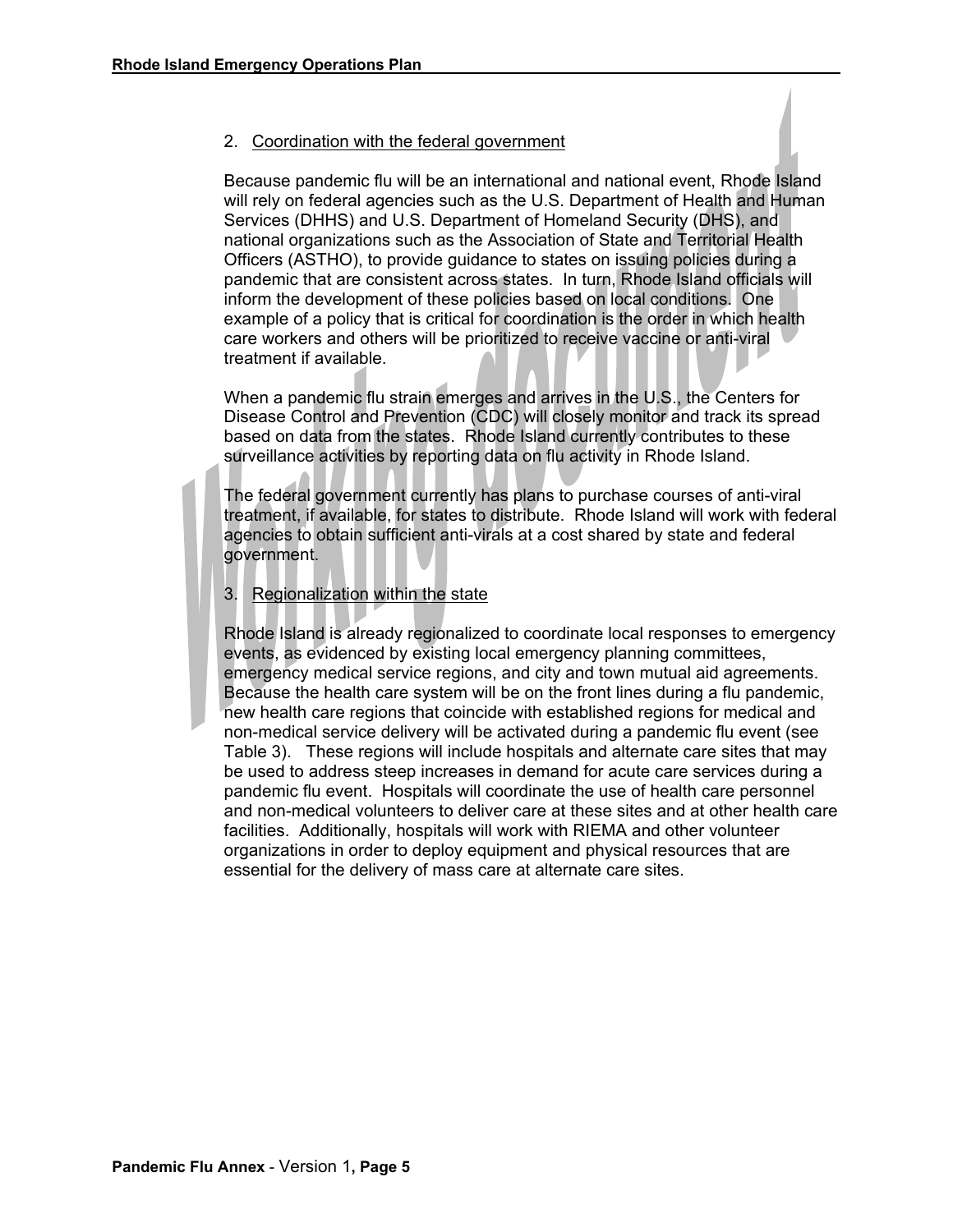2. Coordination with the federal government

Because pandemic flu will be an international and national event, Rhode Island will rely on federal agencies such as the U.S. Department of Health and Human Services (DHHS) and U.S. Department of Homeland Security (DHS), and national organizations such as the Association of State and Territorial Health Officers (ASTHO), to provide guidance to states on issuing policies during a pandemic that are consistent across states. In turn, Rhode Island officials will inform the development of these policies based on local conditions. One example of a policy that is critical for coordination is the order in which health care workers and others will be prioritized to receive vaccine or anti-viral treatment if available.

When a pandemic flu strain emerges and arrives in the U.S., the Centers for Disease Control and Prevention (CDC) will closely monitor and track its spread based on data from the states. Rhode Island currently contributes to these surveillance activities by reporting data on flu activity in Rhode Island.

The federal government currently has plans to purchase courses of anti-viral treatment, if available, for states to distribute. Rhode Island will work with federal agencies to obtain sufficient anti-virals at a cost shared by state and federal government.

3. Regionalization within the state

Rhode Island is already regionalized to coordinate local responses to emergency events, as evidenced by existing local emergency planning committees, emergency medical service regions, and city and town mutual aid agreements. Because the health care system will be on the front lines during a flu pandemic, new health care regions that coincide with established regions for medical and non-medical service delivery will be activated during a pandemic flu event (see Table 3). These regions will include hospitals and alternate care sites that may be used to address steep increases in demand for acute care services during a pandemic flu event. Hospitals will coordinate the use of health care personnel and non-medical volunteers to deliver care at these sites and at other health care facilities. Additionally, hospitals will work with RIEMA and other volunteer organizations in order to deploy equipment and physical resources that are essential for the delivery of mass care at alternate care sites.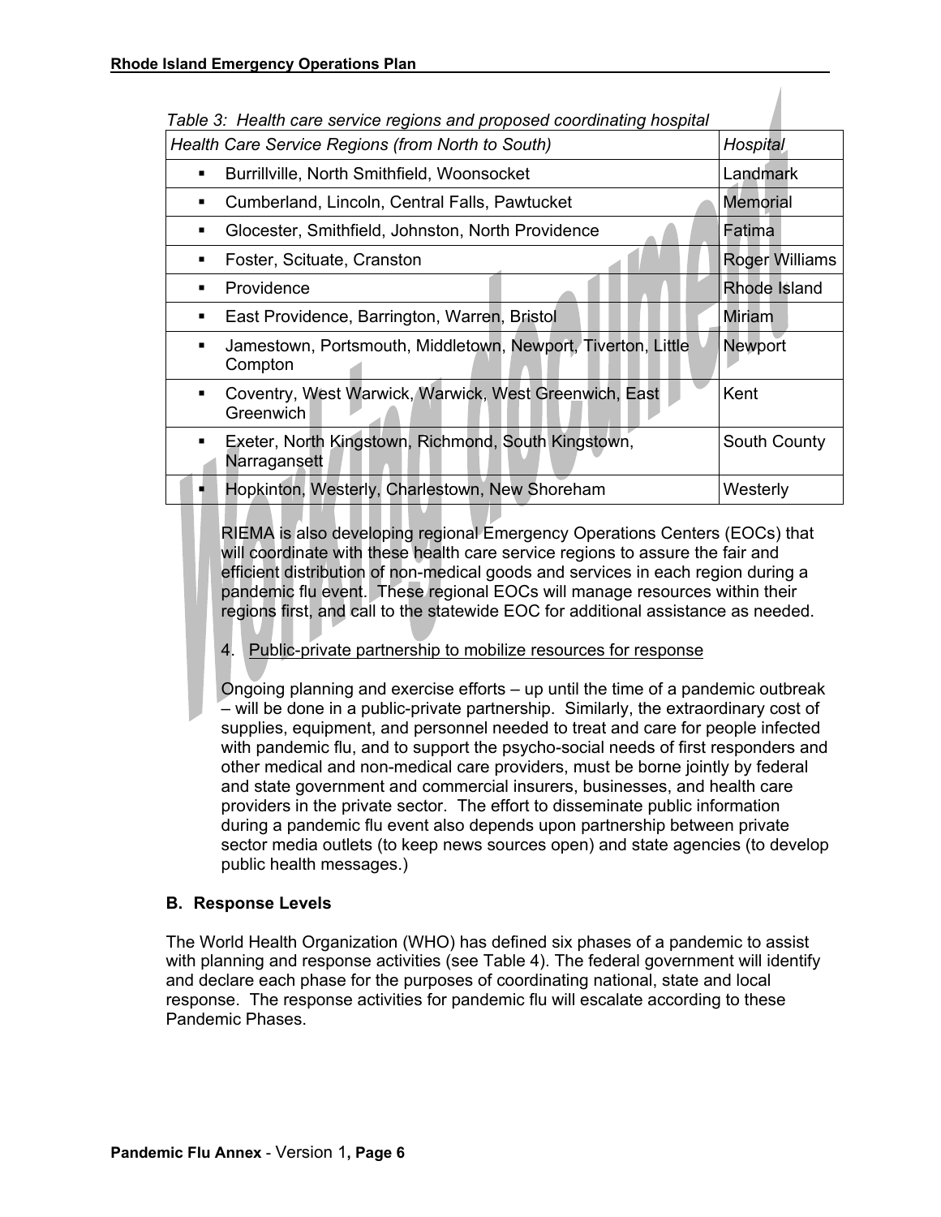*Table 3: Health care service regions and proposed coordinating hospital*

| *Health Care Service Regions (from North to South)* | *Hospital* |
|---|---|
| ▪ Burrillville, North Smithfield, Woonsocket | Landmark |
| ▪ Cumberland, Lincoln, Central Falls, Pawtucket | Memorial |
| ▪ Glocester, Smithfield, Johnston, North Providence | Fatima |
| ▪ Foster, Scituate, Cranston | Roger Williams |
| ▪ Providence | Rhode Island |
| ▪ East Providence, Barrington, Warren, Bristol | Miriam |
| ▪ Jamestown, Portsmouth, Middletown, Newport, Tiverton, Little Compton | Newport |
| ▪ Coventry, West Warwick, Warwick, West Greenwich, East Greenwich | Kent |
| ▪ Exeter, North Kingstown, Richmond, South Kingstown, Narragansett | South County |
| ▪ Hopkinton, Westerly, Charlestown, New Shoreham | Westerly |

RIEMA is also developing regional Emergency Operations Centers (EOCs) that will coordinate with these health care service regions to assure the fair and efficient distribution of non-medical goods and services in each region during a pandemic flu event. These regional EOCs will manage resources within their regions first, and call to the statewide EOC for additional assistance as needed.

4. Public-private partnership to mobilize resources for response

Ongoing planning and exercise efforts – up until the time of a pandemic outbreak – will be done in a public-private partnership. Similarly, the extraordinary cost of supplies, equipment, and personnel needed to treat and care for people infected with pandemic flu, and to support the psycho-social needs of first responders and other medical and non-medical care providers, must be borne jointly by federal and state government and commercial insurers, businesses, and health care providers in the private sector. The effort to disseminate public information during a pandemic flu event also depends upon partnership between private sector media outlets (to keep news sources open) and state agencies (to develop public health messages.)

### B. Response Levels

The World Health Organization (WHO) has defined six phases of a pandemic to assist with planning and response activities (see Table 4). The federal government will identify and declare each phase for the purposes of coordinating national, state and local response. The response activities for pandemic flu will escalate according to these Pandemic Phases.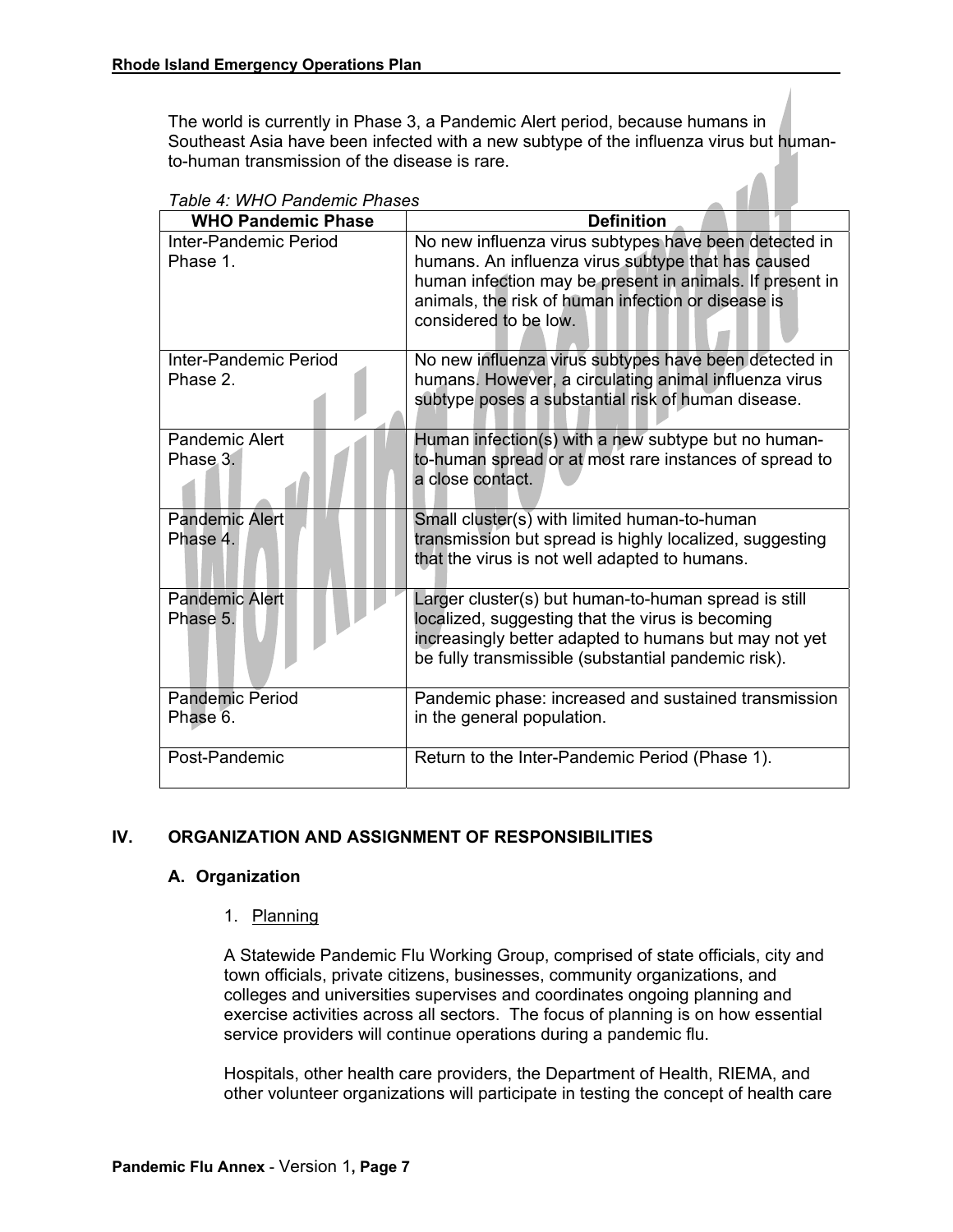The world is currently in Phase 3, a Pandemic Alert period, because humans in Southeast Asia have been infected with a new subtype of the influenza virus but human-to-human transmission of the disease is rare.

*Table 4: WHO Pandemic Phases*

| WHO Pandemic Phase | Definition |
|---|---|
| Inter-Pandemic Period Phase 1. | No new influenza virus subtypes have been detected in humans. An influenza virus subtype that has caused human infection may be present in animals. If present in animals, the risk of human infection or disease is considered to be low. |
| Inter-Pandemic Period Phase 2. | No new influenza virus subtypes have been detected in humans. However, a circulating animal influenza virus subtype poses a substantial risk of human disease. |
| Pandemic Alert Phase 3. | Human infection(s) with a new subtype but no human-to-human spread or at most rare instances of spread to a close contact. |
| Pandemic Alert Phase 4. | Small cluster(s) with limited human-to-human transmission but spread is highly localized, suggesting that the virus is not well adapted to humans. |
| Pandemic Alert Phase 5. | Larger cluster(s) but human-to-human spread is still localized, suggesting that the virus is becoming increasingly better adapted to humans but may not yet be fully transmissible (substantial pandemic risk). |
| Pandemic Period Phase 6. | Pandemic phase: increased and sustained transmission in the general population. |
| Post-Pandemic | Return to the Inter-Pandemic Period (Phase 1). |

## IV. ORGANIZATION AND ASSIGNMENT OF RESPONSIBILITIES

### A. Organization

1. Planning

A Statewide Pandemic Flu Working Group, comprised of state officials, city and town officials, private citizens, businesses, community organizations, and colleges and universities supervises and coordinates ongoing planning and exercise activities across all sectors. The focus of planning is on how essential service providers will continue operations during a pandemic flu.

Hospitals, other health care providers, the Department of Health, RIEMA, and other volunteer organizations will participate in testing the concept of health care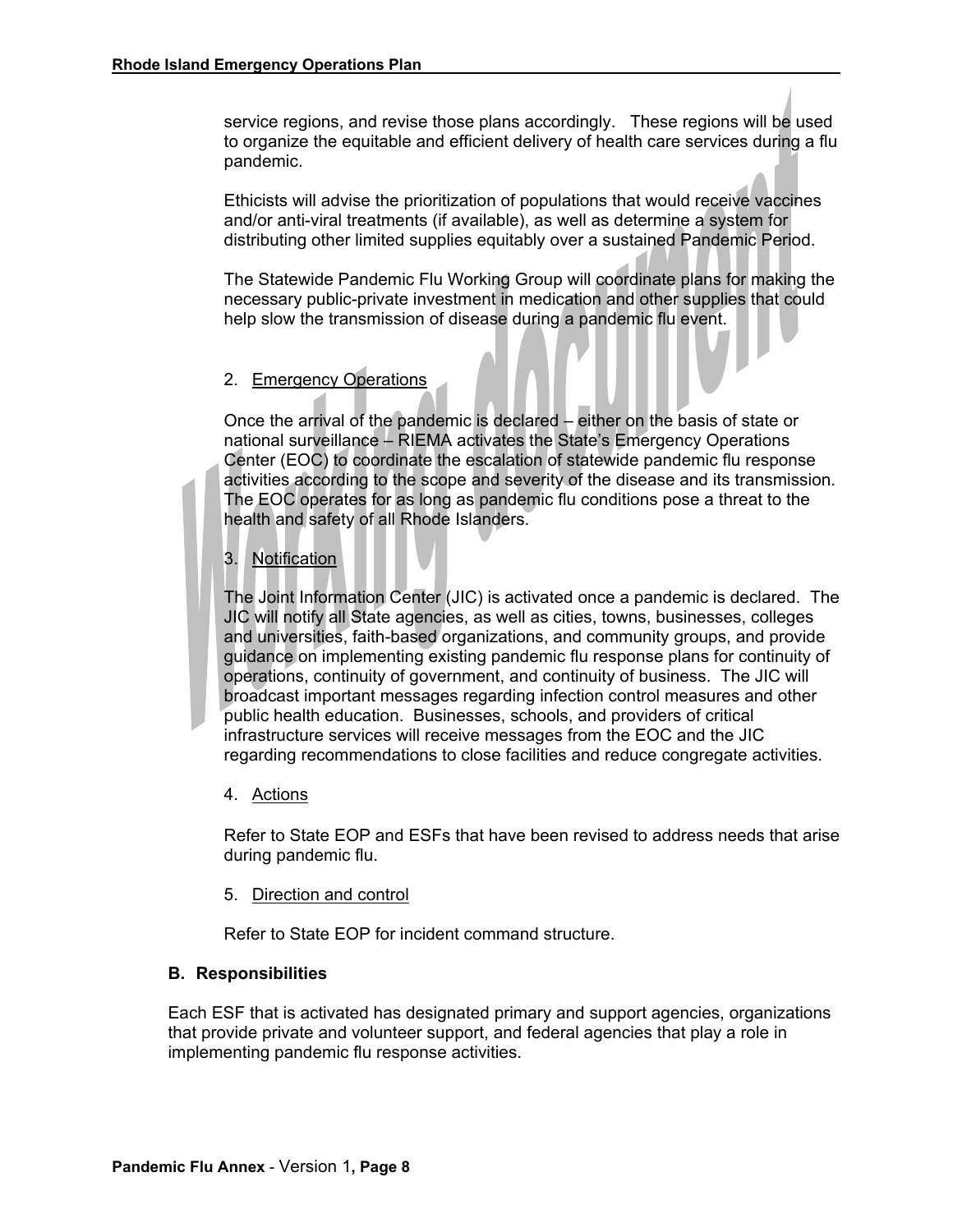service regions, and revise those plans accordingly. These regions will be used to organize the equitable and efficient delivery of health care services during a flu pandemic.

Ethicists will advise the prioritization of populations that would receive vaccines and/or anti-viral treatments (if available), as well as determine a system for distributing other limited supplies equitably over a sustained Pandemic Period.

The Statewide Pandemic Flu Working Group will coordinate plans for making the necessary public-private investment in medication and other supplies that could help slow the transmission of disease during a pandemic flu event.

2. Emergency Operations

Once the arrival of the pandemic is declared – either on the basis of state or national surveillance – RIEMA activates the State's Emergency Operations Center (EOC) to coordinate the escalation of statewide pandemic flu response activities according to the scope and severity of the disease and its transmission. The EOC operates for as long as pandemic flu conditions pose a threat to the health and safety of all Rhode Islanders.

3. Notification

The Joint Information Center (JIC) is activated once a pandemic is declared. The JIC will notify all State agencies, as well as cities, towns, businesses, colleges and universities, faith-based organizations, and community groups, and provide guidance on implementing existing pandemic flu response plans for continuity of operations, continuity of government, and continuity of business. The JIC will broadcast important messages regarding infection control measures and other public health education. Businesses, schools, and providers of critical infrastructure services will receive messages from the EOC and the JIC regarding recommendations to close facilities and reduce congregate activities.

4. Actions

Refer to State EOP and ESFs that have been revised to address needs that arise during pandemic flu.

5. Direction and control

Refer to State EOP for incident command structure.

### B. Responsibilities

Each ESF that is activated has designated primary and support agencies, organizations that provide private and volunteer support, and federal agencies that play a role in implementing pandemic flu response activities.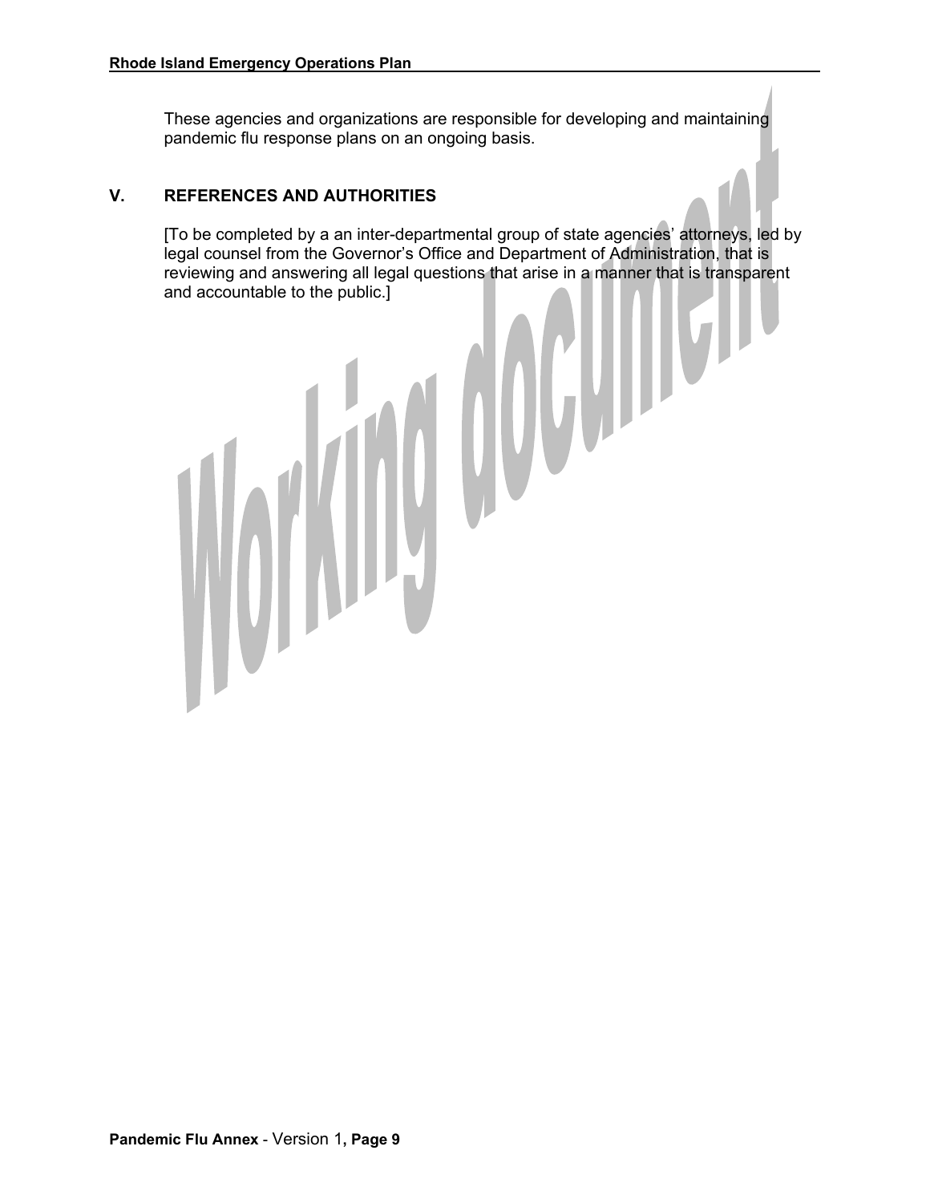These agencies and organizations are responsible for developing and maintaining pandemic flu response plans on an ongoing basis.

## V. REFERENCES AND AUTHORITIES

[To be completed by a an inter-departmental group of state agencies' attorneys, led by legal counsel from the Governor's Office and Department of Administration, that is reviewing and answering all legal questions that arise in a manner that is transparent and accountable to the public.]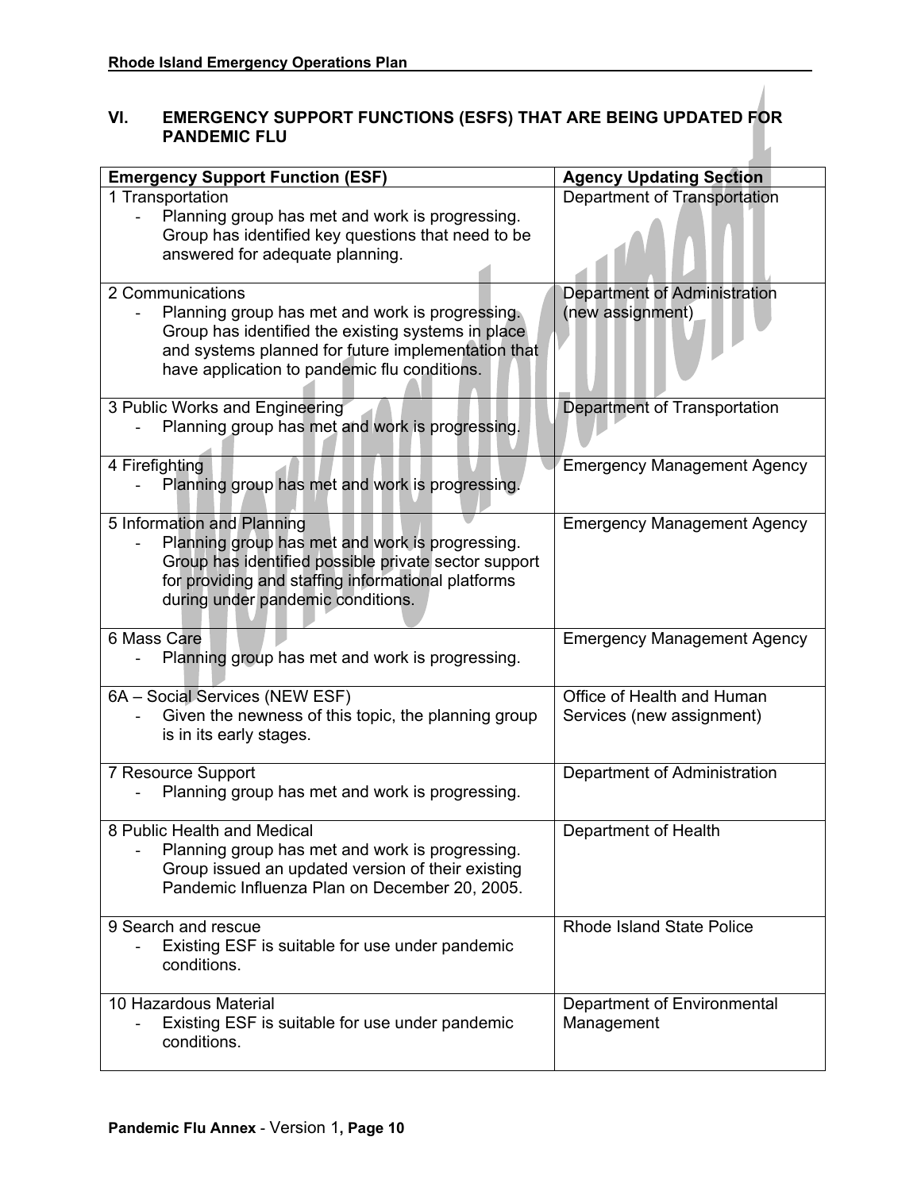## VI. EMERGENCY SUPPORT FUNCTIONS (ESFS) THAT ARE BEING UPDATED FOR PANDEMIC FLU

| Emergency Support Function (ESF) | Agency Updating Section |
|---|---|
| 1 Transportation<br>- Planning group has met and work is progressing. Group has identified key questions that need to be answered for adequate planning. | Department of Transportation |
| 2 Communications<br>- Planning group has met and work is progressing. Group has identified the existing systems in place and systems planned for future implementation that have application to pandemic flu conditions. | Department of Administration (new assignment) |
| 3 Public Works and Engineering<br>- Planning group has met and work is progressing. | Department of Transportation |
| 4 Firefighting<br>- Planning group has met and work is progressing. | Emergency Management Agency |
| 5 Information and Planning<br>- Planning group has met and work is progressing. Group has identified possible private sector support for providing and staffing informational platforms during under pandemic conditions. | Emergency Management Agency |
| 6 Mass Care<br>- Planning group has met and work is progressing. | Emergency Management Agency |
| 6A – Social Services (NEW ESF)<br>- Given the newness of this topic, the planning group is in its early stages. | Office of Health and Human Services (new assignment) |
| 7 Resource Support<br>- Planning group has met and work is progressing. | Department of Administration |
| 8 Public Health and Medical<br>- Planning group has met and work is progressing. Group issued an updated version of their existing Pandemic Influenza Plan on December 20, 2005. | Department of Health |
| 9 Search and rescue<br>- Existing ESF is suitable for use under pandemic conditions. | Rhode Island State Police |
| 10 Hazardous Material<br>- Existing ESF is suitable for use under pandemic conditions. | Department of Environmental Management |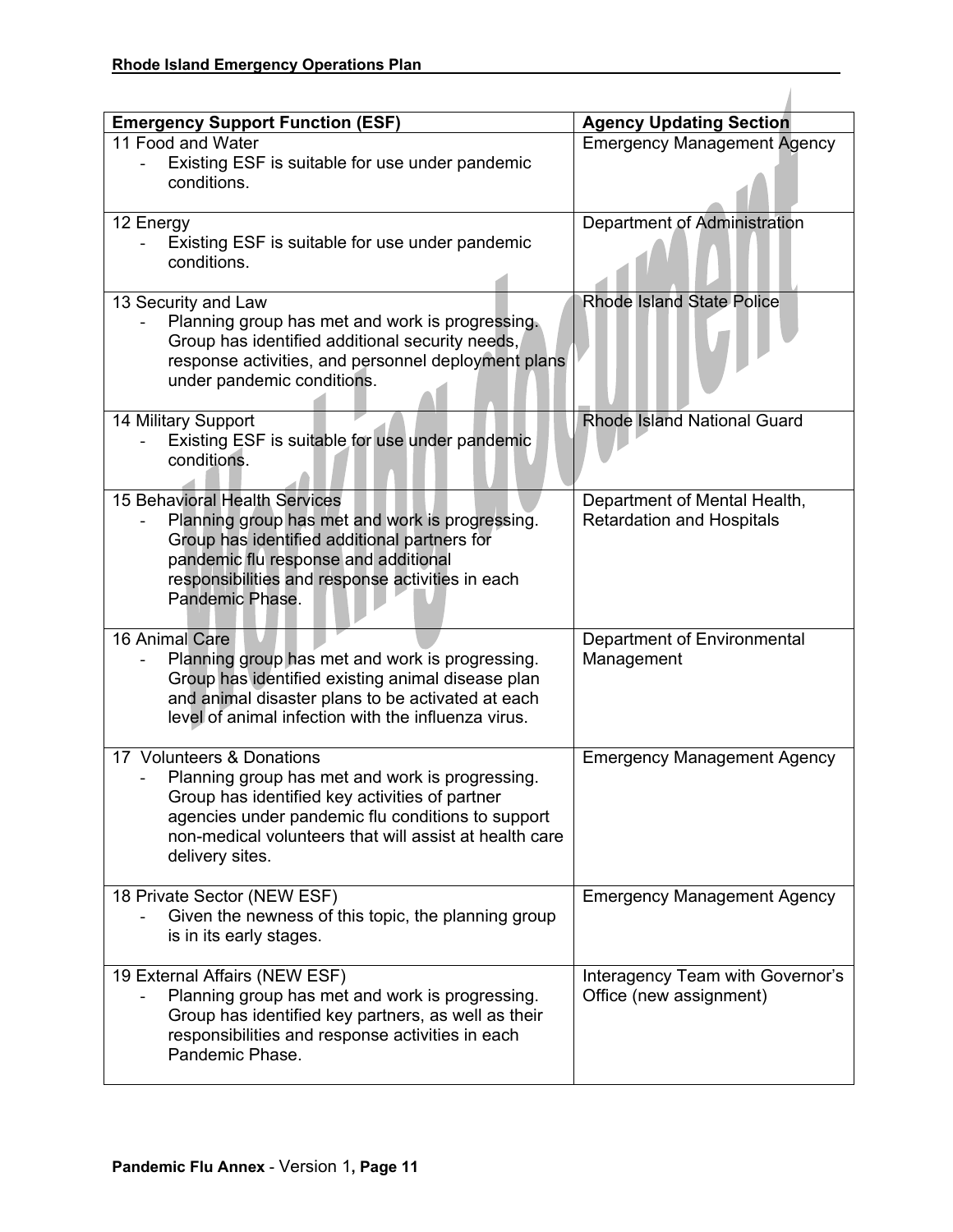| Emergency Support Function (ESF) | Agency Updating Section |
|---|---|
| 11 Food and Water<br>- Existing ESF is suitable for use under pandemic conditions. | Emergency Management Agency |
| 12 Energy<br>- Existing ESF is suitable for use under pandemic conditions. | Department of Administration |
| 13 Security and Law<br>- Planning group has met and work is progressing. Group has identified additional security needs, response activities, and personnel deployment plans under pandemic conditions. | Rhode Island State Police |
| 14 Military Support<br>- Existing ESF is suitable for use under pandemic conditions. | Rhode Island National Guard |
| 15 Behavioral Health Services<br>- Planning group has met and work is progressing. Group has identified additional partners for pandemic flu response and additional responsibilities and response activities in each Pandemic Phase. | Department of Mental Health, Retardation and Hospitals |
| 16 Animal Care<br>- Planning group has met and work is progressing. Group has identified existing animal disease plan and animal disaster plans to be activated at each level of animal infection with the influenza virus. | Department of Environmental Management |
| 17 Volunteers & Donations<br>- Planning group has met and work is progressing. Group has identified key activities of partner agencies under pandemic flu conditions to support non-medical volunteers that will assist at health care delivery sites. | Emergency Management Agency |
| 18 Private Sector (NEW ESF)<br>- Given the newness of this topic, the planning group is in its early stages. | Emergency Management Agency |
| 19 External Affairs (NEW ESF)<br>- Planning group has met and work is progressing. Group has identified key partners, as well as their responsibilities and response activities in each Pandemic Phase. | Interagency Team with Governor's Office (new assignment) |